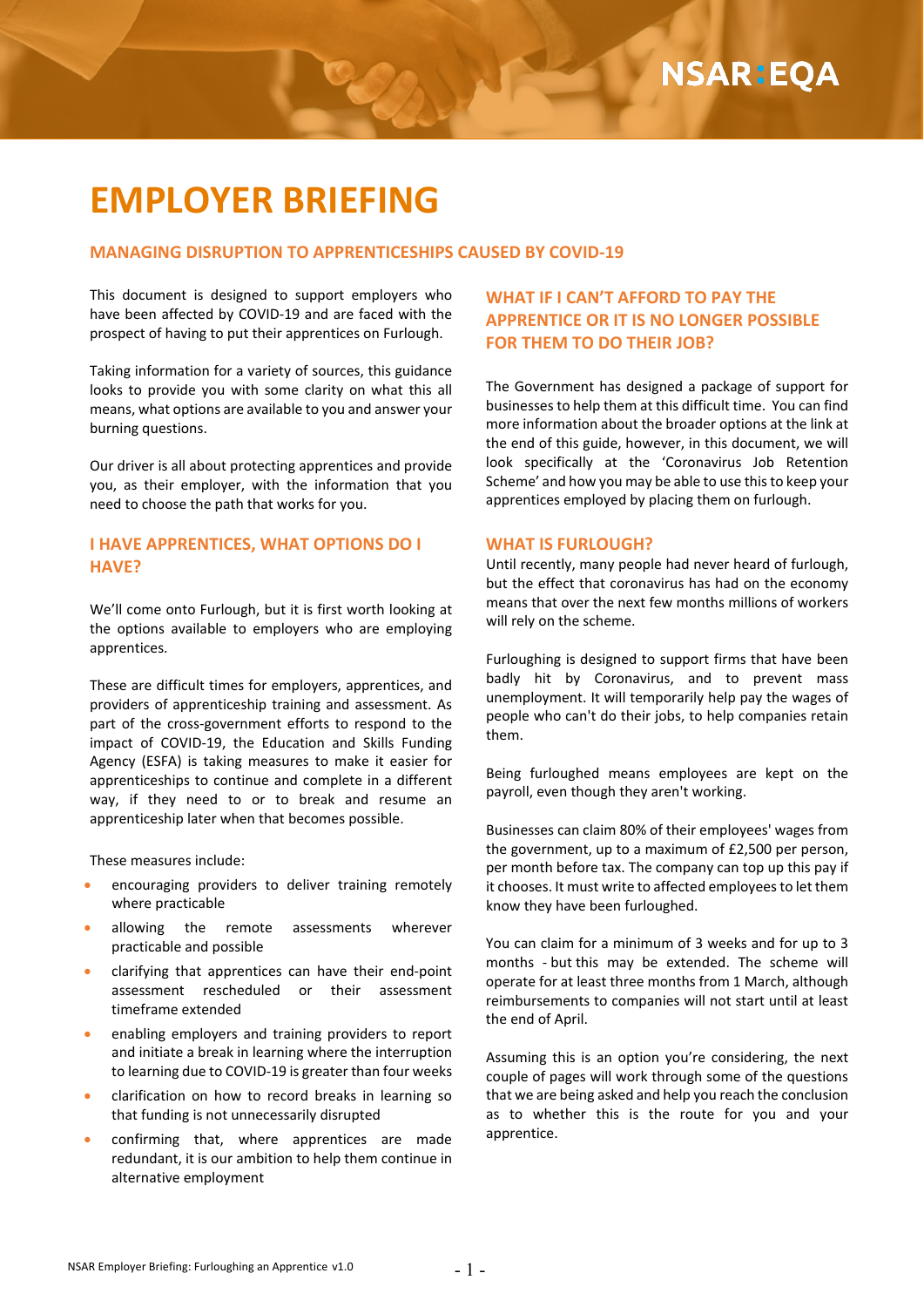# EMPLOYER BRIEFING

## MANAGING DISRUPTION TO APPRENTICESHIPS CAUSED BY COVID-19

This document is designed to support employers who have been affected by COVID-19 and are faced with the prospect of having to put their apprentices on Furlough.

Taking information for a variety of sources, this guidance looks to provide you with some clarity on what this all means, what options are available to you and answer your burning questions.

Our driver is all about protecting apprentices and provide you, as their employer, with the information that you need to choose the path that works for you.

### I HAVE APPRENTICES, WHAT OPTIONS DO I HAVE?

We'll come onto Furlough, but it is first worth looking at the options available to employers who are employing apprentices.

These are difficult times for employers, apprentices, and providers of apprenticeship training and assessment. As part of the cross-government efforts to respond to the impact of COVID-19, the Education and Skills Funding Agency (ESFA) is taking measures to make it easier for apprenticeships to continue and complete in a different way, if they need to or to break and resume an apprenticeship later when that becomes possible.

These measures include:

- encouraging providers to deliver training remotely where practicable
- allowing the remote assessments wherever practicable and possible
- clarifying that apprentices can have their end-point assessment rescheduled or their assessment timeframe extended
- enabling employers and training providers to report and initiate a break in learning where the interruption to learning due to COVID-19 is greater than four weeks
- clarification on how to record breaks in learning so that funding is not unnecessarily disrupted
- confirming that, where apprentices are made redundant, it is our ambition to help them continue in alternative employment

### WHAT IF I CAN'T AFFORD TO PAY THE APPRENTICE OR IT IS NO LONGER POSSIBLE FOR THEM TO DO THEIR JOB?

The Government has designed a package of support for businesses to help them at this difficult time. You can find more information about the broader options at the link at the end of this guide, however, in this document, we will look specifically at the 'Coronavirus Job Retention Scheme' and how you may be able to use this to keep your apprentices employed by placing them on furlough.

### WHAT IS FURLOUGH?

Until recently, many people had never heard of furlough, but the effect that coronavirus has had on the economy means that over the next few months millions of workers will rely on the scheme.

Furloughing is designed to support firms that have been badly hit by Coronavirus, and to prevent mass unemployment. It will temporarily help pay the wages of people who can't do their jobs, to help companies retain them.

Being furloughed means employees are kept on the payroll, even though they aren't working.

Businesses can claim 80% of their employees' wages from the government, up to a maximum of £2,500 per person, per month before tax. The company can top up this pay if it chooses. It must write to affected employees to let them know they have been furloughed.

You can claim for a minimum of 3 weeks and for up to 3 months - but this may be extended. The scheme will operate for at least three months from 1 March, although reimbursements to companies will not start until at least the end of April.

Assuming this is an option you're considering, the next couple of pages will work through some of the questions that we are being asked and help you reach the conclusion as to whether this is the route for you and your apprentice.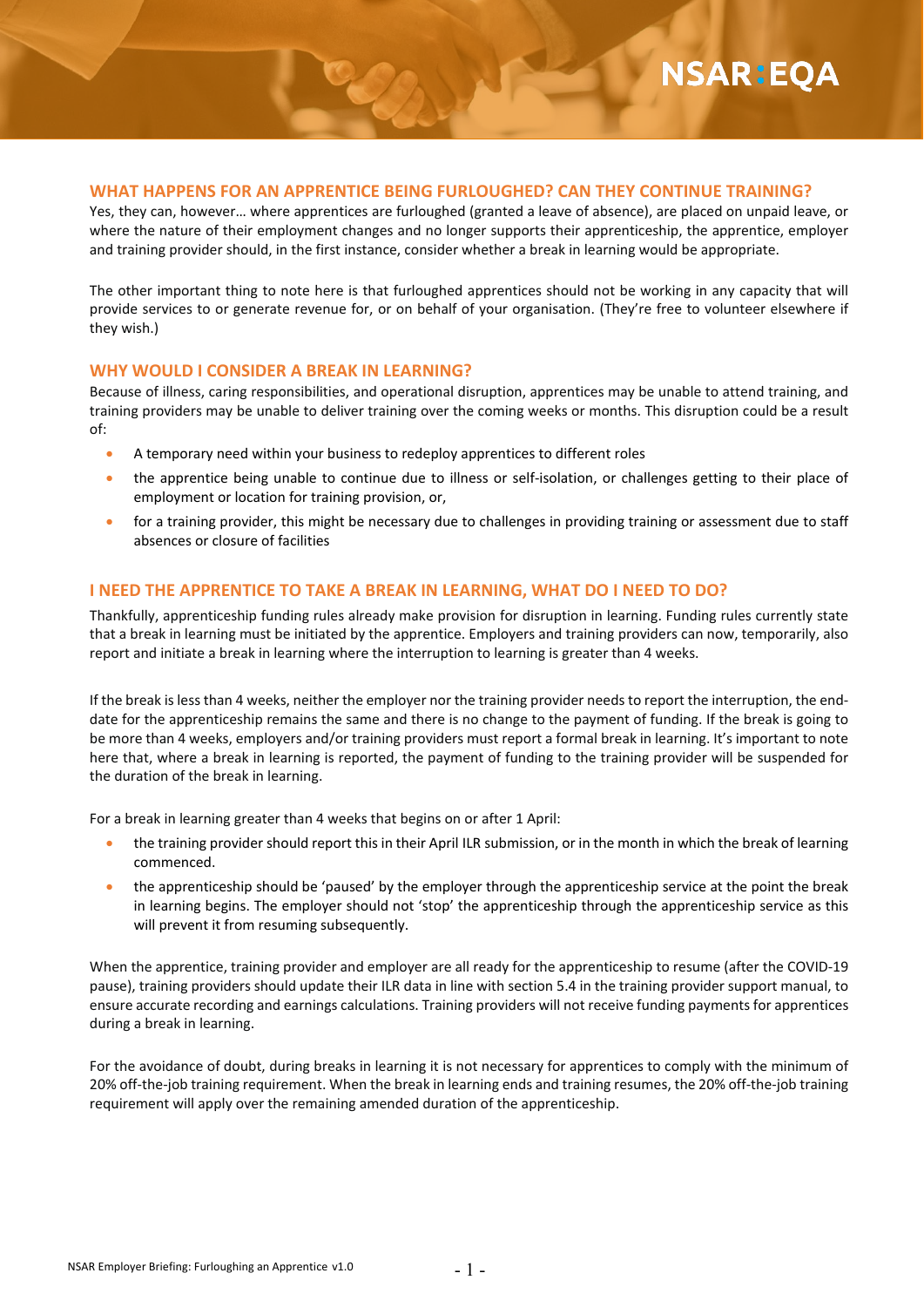## WHAT HAPPENS FOR AN APPRENTICE BEING FURLOUGHED? CAN THEY CONTINUE TRAINING?

Yes, they can, however… where apprentices are furloughed (granted a leave of absence), are placed on unpaid leave, or where the nature of their employment changes and no longer supports their apprenticeship, the apprentice, employer and training provider should, in the first instance, consider whether a break in learning would be appropriate.

The other important thing to note here is that furloughed apprentices should not be working in any capacity that will provide services to or generate revenue for, or on behalf of your organisation. (They're free to volunteer elsewhere if they wish.)

## WHY WOULD I CONSIDER A BREAK IN LEARNING?

Because of illness, caring responsibilities, and operational disruption, apprentices may be unable to attend training, and training providers may be unable to deliver training over the coming weeks or months. This disruption could be a result of:

- A temporary need within your business to redeploy apprentices to different roles
- the apprentice being unable to continue due to illness or self-isolation, or challenges getting to their place of employment or location for training provision, or,
- for a training provider, this might be necessary due to challenges in providing training or assessment due to staff absences or closure of facilities

## I NEED THE APPRENTICE TO TAKE A BREAK IN LEARNING, WHAT DO I NEED TO DO?

Thankfully, apprenticeship funding rules already make provision for disruption in learning. Funding rules currently state that a break in learning must be initiated by the apprentice. Employers and training providers can now, temporarily, also report and initiate a break in learning where the interruption to learning is greater than 4 weeks.

If the break is less than 4 weeks, neither the employer nor the training provider needs to report the interruption, the end-date for the apprenticeship remains the same and there is no change to the payment of funding. If the break is going to be more than 4 weeks, employers and/or training providers must report a formal break in learning. It's important to note here that, where a break in learning is reported, the payment of funding to the training provider will be suspended for the duration of the break in learning.

For a break in learning greater than 4 weeks that begins on or after 1 April:

- the training provider should report this in their April ILR submission, or in the month in which the break of learning commenced.
- the apprenticeship should be 'paused' by the employer through the apprenticeship service at the point the break in learning begins. The employer should not 'stop' the apprenticeship through the apprenticeship service as this will prevent it from resuming subsequently.

When the apprentice, training provider and employer are all ready for the apprenticeship to resume (after the COVID-19 pause), training providers should update their ILR data in line with section 5.4 in the training provider support manual, to ensure accurate recording and earnings calculations. Training providers will not receive funding payments for apprentices during a break in learning.

For the avoidance of doubt, during breaks in learning it is not necessary for apprentices to comply with the minimum of 20% off-the-job training requirement. When the break in learning ends and training resumes, the 20% off-the-job training requirement will apply over the remaining amended duration of the apprenticeship.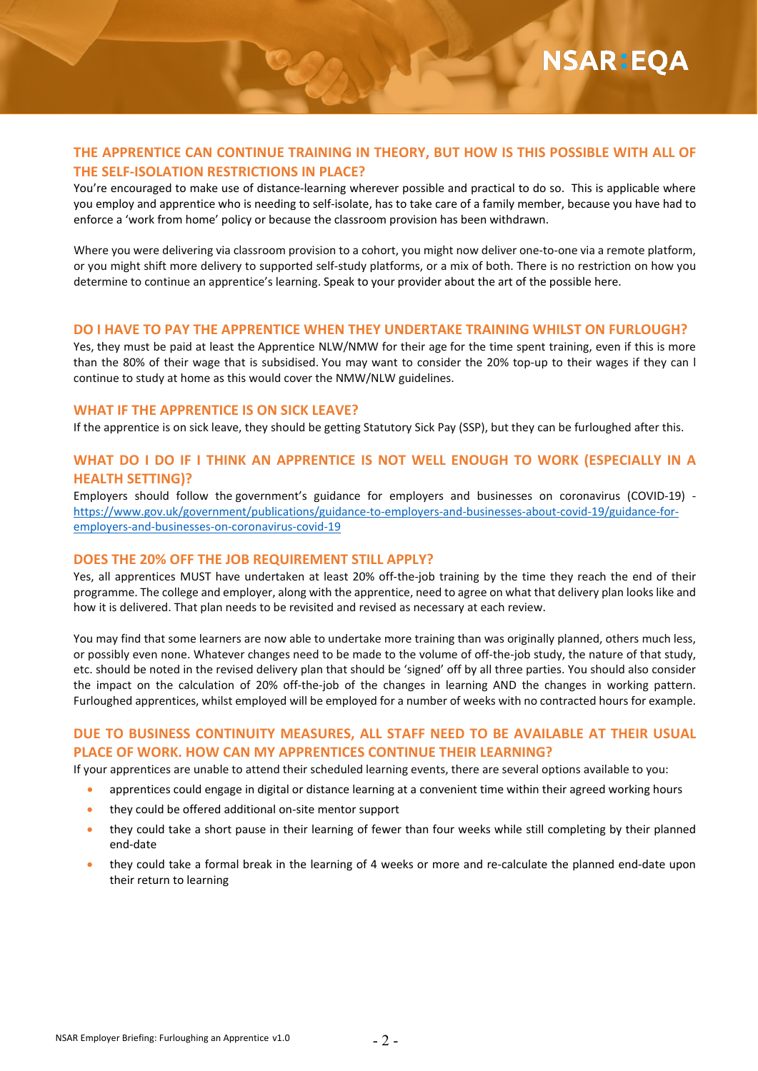### THE APPRENTICE CAN CONTINUE TRAINING IN THEORY, BUT HOW IS THIS POSSIBLE WITH ALL OF THE SELF-ISOLATION RESTRICTIONS IN PLACE?

You're encouraged to make use of distance-learning wherever possible and practical to do so. This is applicable where you employ and apprentice who is needing to self-isolate, has to take care of a family member, because you have had to enforce a 'work from home' policy or because the classroom provision has been withdrawn.

Where you were delivering via classroom provision to a cohort, you might now deliver one-to-one via a remote platform, or you might shift more delivery to supported self-study platforms, or a mix of both. There is no restriction on how you determine to continue an apprentice's learning. Speak to your provider about the art of the possible here.

### DO I HAVE TO PAY THE APPRENTICE WHEN THEY UNDERTAKE TRAINING WHILST ON FURLOUGH?

Yes, they must be paid at least the Apprentice NLW/NMW for their age for the time spent training, even if this is more than the 80% of their wage that is subsidised. You may want to consider the 20% top-up to their wages if they can l continue to study at home as this would cover the NMW/NLW guidelines.

### WHAT IF THE APPRENTICE IS ON SICK LEAVE?

If the apprentice is on sick leave, they should be getting Statutory Sick Pay (SSP), but they can be furloughed after this.

### WHAT DO I DO IF I THINK AN APPRENTICE IS NOT WELL ENOUGH TO WORK (ESPECIALLY IN A HEALTH SETTING)?

Employers should follow the government's guidance for employers and businesses on coronavirus (COVID-19) - https://www.gov.uk/government/publications/guidance-to-employers-and-businesses-about-covid-19/guidance-for-employers-and-businesses-on-coronavirus-covid-19

### DOES THE 20% OFF THE JOB REQUIREMENT STILL APPLY?

Yes, all apprentices MUST have undertaken at least 20% off-the-job training by the time they reach the end of their programme. The college and employer, along with the apprentice, need to agree on what that delivery plan looks like and how it is delivered. That plan needs to be revisited and revised as necessary at each review.

You may find that some learners are now able to undertake more training than was originally planned, others much less, or possibly even none. Whatever changes need to be made to the volume of off-the-job study, the nature of that study, etc. should be noted in the revised delivery plan that should be 'signed' off by all three parties. You should also consider the impact on the calculation of 20% off-the-job of the changes in learning AND the changes in working pattern. Furloughed apprentices, whilst employed will be employed for a number of weeks with no contracted hours for example.

### DUE TO BUSINESS CONTINUITY MEASURES, ALL STAFF NEED TO BE AVAILABLE AT THEIR USUAL PLACE OF WORK. HOW CAN MY APPRENTICES CONTINUE THEIR LEARNING?

If your apprentices are unable to attend their scheduled learning events, there are several options available to you:

- apprentices could engage in digital or distance learning at a convenient time within their agreed working hours
- they could be offered additional on-site mentor support
- they could take a short pause in their learning of fewer than four weeks while still completing by their planned end-date
- they could take a formal break in the learning of 4 weeks or more and re-calculate the planned end-date upon their return to learning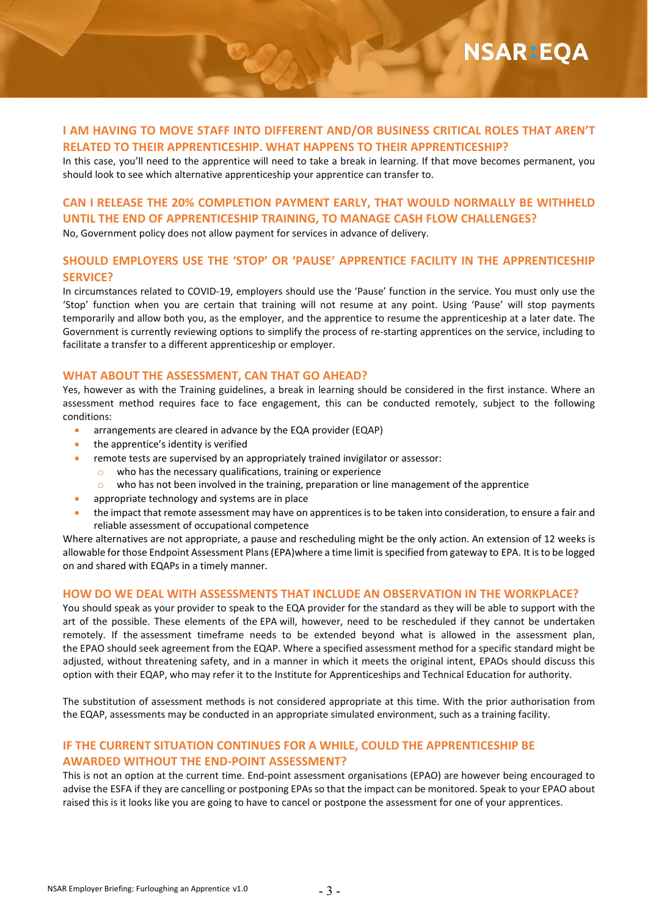## I AM HAVING TO MOVE STAFF INTO DIFFERENT AND/OR BUSINESS CRITICAL ROLES THAT AREN'T RELATED TO THEIR APPRENTICESHIP. WHAT HAPPENS TO THEIR APPRENTICESHIP?

In this case, you'll need to the apprentice will need to take a break in learning. If that move becomes permanent, you should look to see which alternative apprenticeship your apprentice can transfer to.

## CAN I RELEASE THE 20% COMPLETION PAYMENT EARLY, THAT WOULD NORMALLY BE WITHHELD UNTIL THE END OF APPRENTICESHIP TRAINING, TO MANAGE CASH FLOW CHALLENGES?

No, Government policy does not allow payment for services in advance of delivery.

## SHOULD EMPLOYERS USE THE 'STOP' OR 'PAUSE' APPRENTICE FACILITY IN THE APPRENTICESHIP SERVICE?

In circumstances related to COVID-19, employers should use the 'Pause' function in the service. You must only use the 'Stop' function when you are certain that training will not resume at any point. Using 'Pause' will stop payments temporarily and allow both you, as the employer, and the apprentice to resume the apprenticeship at a later date. The Government is currently reviewing options to simplify the process of re-starting apprentices on the service, including to facilitate a transfer to a different apprenticeship or employer.

## WHAT ABOUT THE ASSESSMENT, CAN THAT GO AHEAD?

Yes, however as with the Training guidelines, a break in learning should be considered in the first instance. Where an assessment method requires face to face engagement, this can be conducted remotely, subject to the following conditions:

- arrangements are cleared in advance by the EQA provider (EQAP)
- the apprentice's identity is verified
- remote tests are supervised by an appropriately trained invigilator or assessor:
  - who has the necessary qualifications, training or experience
  - who has not been involved in the training, preparation or line management of the apprentice
- appropriate technology and systems are in place
- the impact that remote assessment may have on apprentices is to be taken into consideration, to ensure a fair and reliable assessment of occupational competence

Where alternatives are not appropriate, a pause and rescheduling might be the only action. An extension of 12 weeks is allowable for those Endpoint Assessment Plans (EPA)where a time limit is specified from gateway to EPA. It is to be logged on and shared with EQAPs in a timely manner.

## HOW DO WE DEAL WITH ASSESSMENTS THAT INCLUDE AN OBSERVATION IN THE WORKPLACE?

You should speak as your provider to speak to the EQA provider for the standard as they will be able to support with the art of the possible. These elements of the EPA will, however, need to be rescheduled if they cannot be undertaken remotely. If the assessment timeframe needs to be extended beyond what is allowed in the assessment plan, the EPAO should seek agreement from the EQAP. Where a specified assessment method for a specific standard might be adjusted, without threatening safety, and in a manner in which it meets the original intent, EPAOs should discuss this option with their EQAP, who may refer it to the Institute for Apprenticeships and Technical Education for authority.

The substitution of assessment methods is not considered appropriate at this time. With the prior authorisation from the EQAP, assessments may be conducted in an appropriate simulated environment, such as a training facility.

## IF THE CURRENT SITUATION CONTINUES FOR A WHILE, COULD THE APPRENTICESHIP BE AWARDED WITHOUT THE END-POINT ASSESSMENT?

This is not an option at the current time. End-point assessment organisations (EPAO) are however being encouraged to advise the ESFA if they are cancelling or postponing EPAs so that the impact can be monitored. Speak to your EPAO about raised this is it looks like you are going to have to cancel or postpone the assessment for one of your apprentices.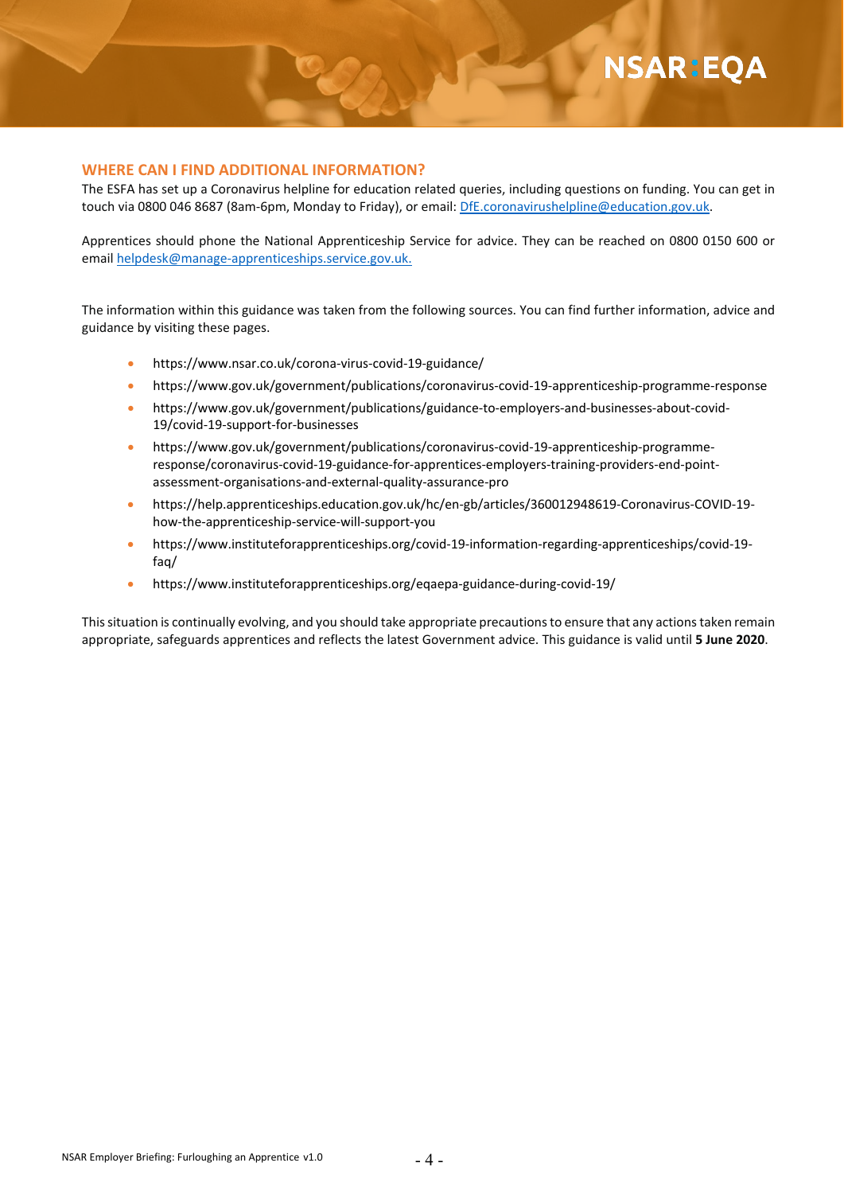## WHERE CAN I FIND ADDITIONAL INFORMATION?

The ESFA has set up a Coronavirus helpline for education related queries, including questions on funding. You can get in touch via 0800 046 8687 (8am-6pm, Monday to Friday), or email: DfE.coronavirushelpline@education.gov.uk.

Apprentices should phone the National Apprenticeship Service for advice. They can be reached on 0800 0150 600 or email helpdesk@manage-apprenticeships.service.gov.uk.

The information within this guidance was taken from the following sources. You can find further information, advice and guidance by visiting these pages.

- https://www.nsar.co.uk/corona-virus-covid-19-guidance/
- https://www.gov.uk/government/publications/coronavirus-covid-19-apprenticeship-programme-response
- https://www.gov.uk/government/publications/guidance-to-employers-and-businesses-about-covid-19/covid-19-support-for-businesses
- https://www.gov.uk/government/publications/coronavirus-covid-19-apprenticeship-programme-response/coronavirus-covid-19-guidance-for-apprentices-employers-training-providers-end-point-assessment-organisations-and-external-quality-assurance-pro
- https://help.apprenticeships.education.gov.uk/hc/en-gb/articles/360012948619-Coronavirus-COVID-19-how-the-apprenticeship-service-will-support-you
- https://www.instituteforapprenticeships.org/covid-19-information-regarding-apprenticeships/covid-19-faq/
- https://www.instituteforapprenticeships.org/eqaepa-guidance-during-covid-19/

This situation is continually evolving, and you should take appropriate precautions to ensure that any actions taken remain appropriate, safeguards apprentices and reflects the latest Government advice. This guidance is valid until **5 June 2020**.